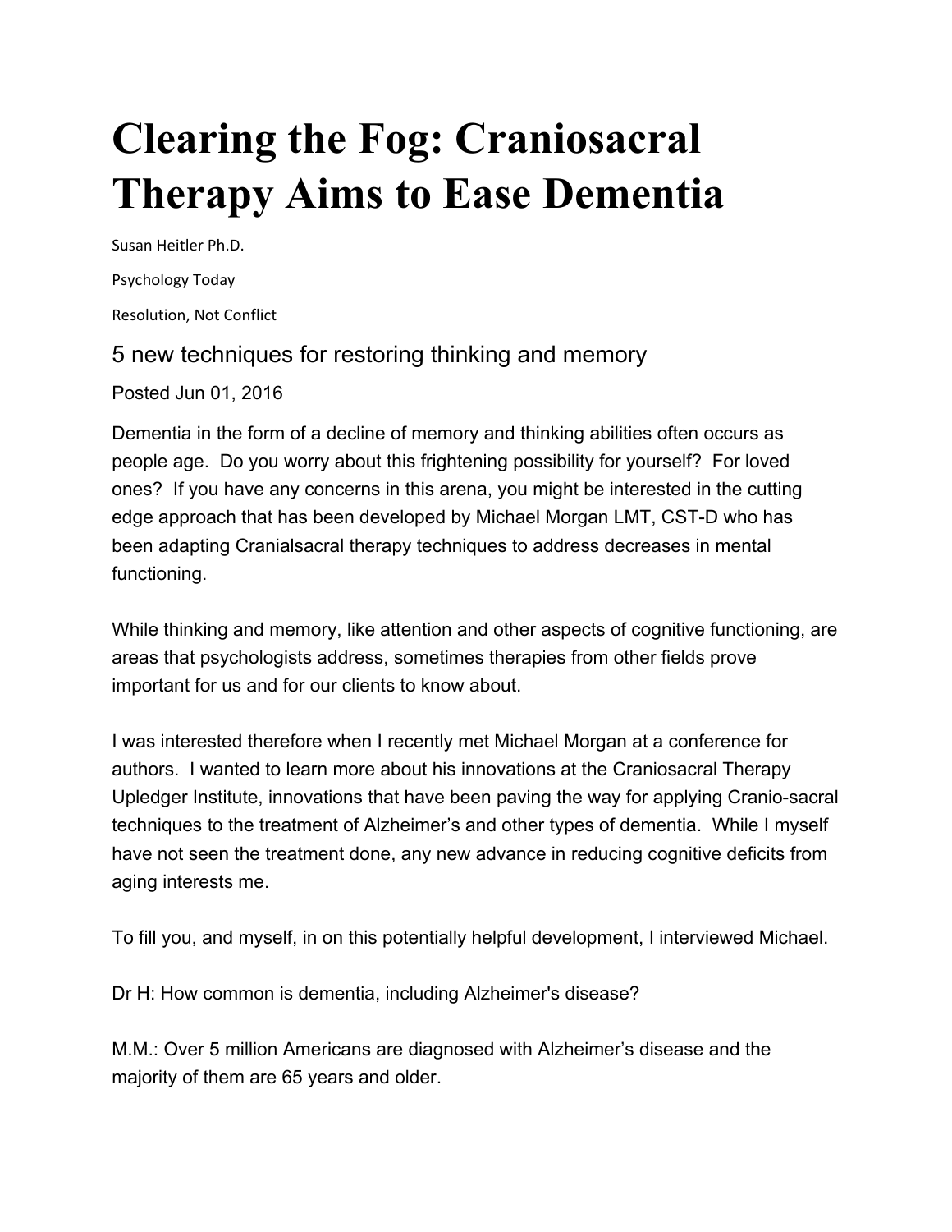# Clearing the Fog: Craniosacral Therapy Aims to Ease Dementia

Susan Heitler Ph.D.

Psychology Today

Resolution, Not Conflict

## 5 new techniques for restoring thinking and memory

Posted Jun 01, 2016

Dementia in the form of a decline of memory and thinking abilities often occurs as people age. Do you worry about this frightening possibility for yourself? For loved ones? If you have any concerns in this arena, you might be interested in the cutting edge approach that has been developed by Michael Morgan LMT, CST-D who has been adapting Cranialsacral therapy techniques to address decreases in mental functioning.

While thinking and memory, like attention and other aspects of cognitive functioning, are areas that psychologists address, sometimes therapies from other fields prove important for us and for our clients to know about.

I was interested therefore when I recently met Michael Morgan at a conference for authors. I wanted to learn more about his innovations at the Craniosacral Therapy Upledger Institute, innovations that have been paving the way for applying Cranio-sacral techniques to the treatment of Alzheimer's and other types of dementia. While I myself have not seen the treatment done, any new advance in reducing cognitive deficits from aging interests me.

To fill you, and myself, in on this potentially helpful development, I interviewed Michael.

Dr H: How common is dementia, including Alzheimer's disease?

M.M.: Over 5 million Americans are diagnosed with Alzheimer's disease and the majority of them are 65 years and older.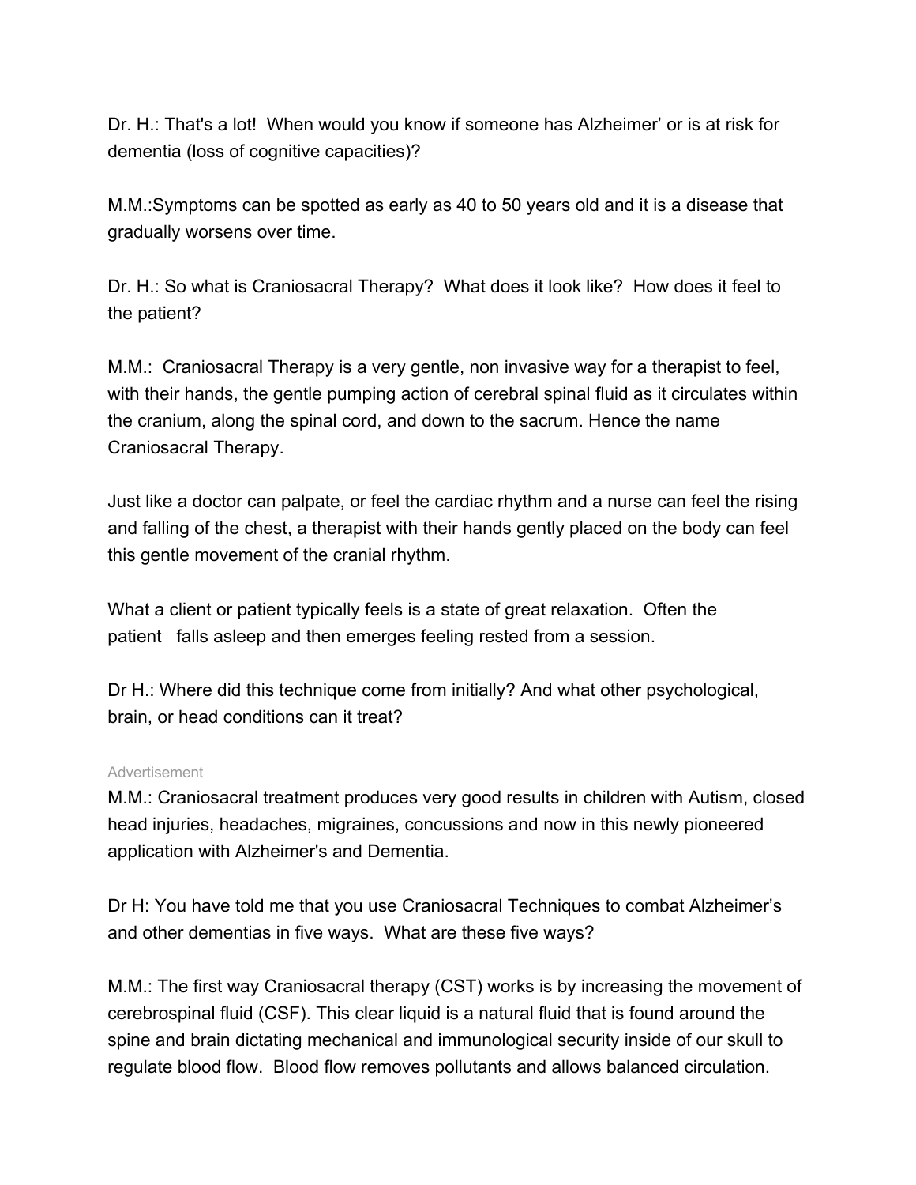Dr. H.: That's a lot! When would you know if someone has Alzheimer' or is at risk for dementia (loss of cognitive capacities)?

M.M.:Symptoms can be spotted as early as 40 to 50 years old and it is a disease that gradually worsens over time.

Dr. H.: So what is Craniosacral Therapy? What does it look like? How does it feel to the patient?

M.M.: Craniosacral Therapy is a very gentle, non invasive way for a therapist to feel, with their hands, the gentle pumping action of cerebral spinal fluid as it circulates within the cranium, along the spinal cord, and down to the sacrum. Hence the name Craniosacral Therapy.

Just like a doctor can palpate, or feel the cardiac rhythm and a nurse can feel the rising and falling of the chest, a therapist with their hands gently placed on the body can feel this gentle movement of the cranial rhythm.

What a client or patient typically feels is a state of great relaxation. Often the patient falls asleep and then emerges feeling rested from a session.

Dr H.: Where did this technique come from initially? And what other psychological, brain, or head conditions can it treat?

Advertisement

M.M.: Craniosacral treatment produces very good results in children with Autism, closed head injuries, headaches, migraines, concussions and now in this newly pioneered application with Alzheimer's and Dementia.

Dr H: You have told me that you use Craniosacral Techniques to combat Alzheimer's and other dementias in five ways. What are these five ways?

M.M.: The first way Craniosacral therapy (CST) works is by increasing the movement of cerebrospinal fluid (CSF). This clear liquid is a natural fluid that is found around the spine and brain dictating mechanical and immunological security inside of our skull to regulate blood flow. Blood flow removes pollutants and allows balanced circulation.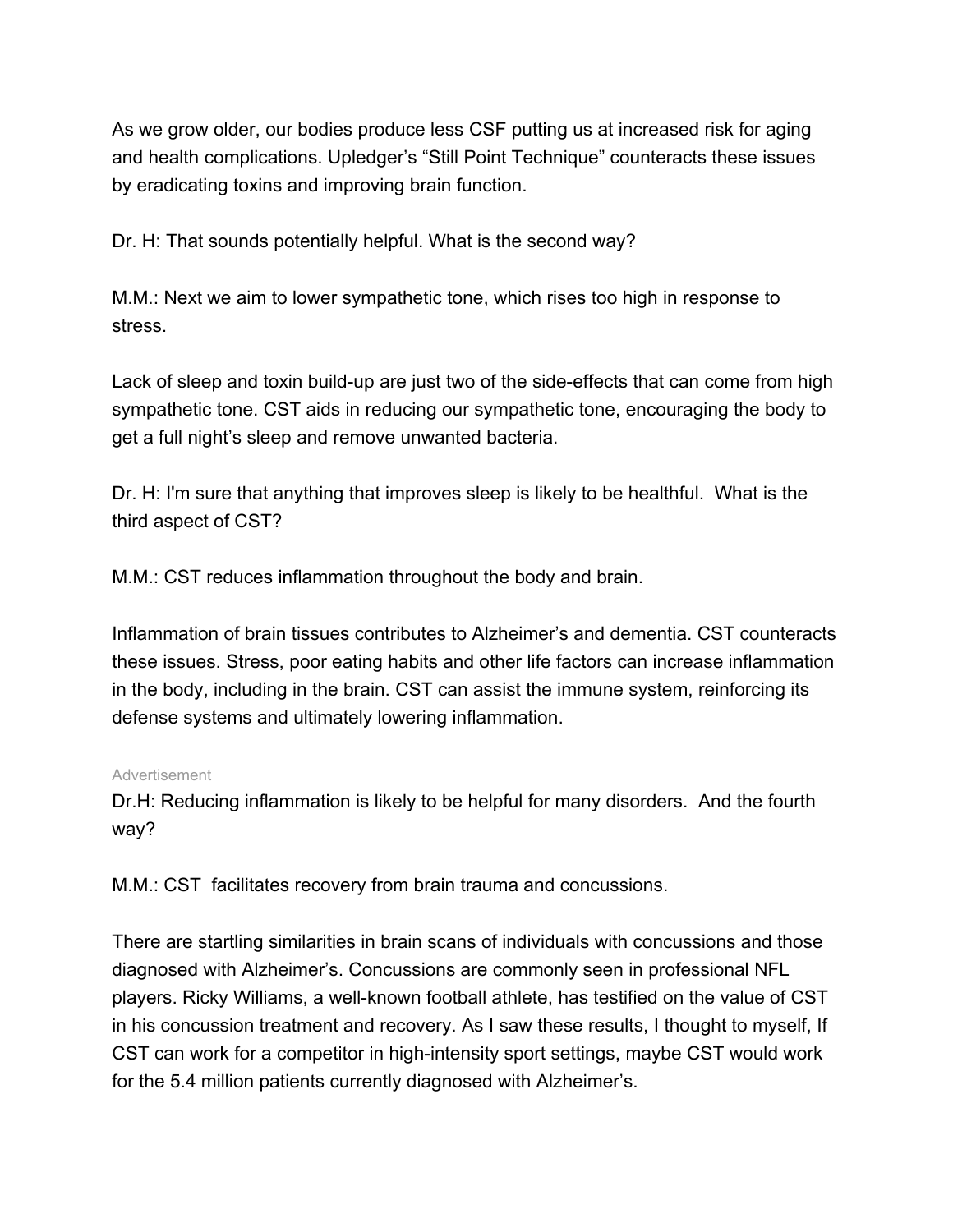As we grow older, our bodies produce less CSF putting us at increased risk for aging and health complications. Upledger's "Still Point Technique" counteracts these issues by eradicating toxins and improving brain function.

Dr. H: That sounds potentially helpful. What is the second way?

M.M.: Next we aim to lower sympathetic tone, which rises too high in response to stress.

Lack of sleep and toxin build-up are just two of the side-effects that can come from high sympathetic tone. CST aids in reducing our sympathetic tone, encouraging the body to get a full night's sleep and remove unwanted bacteria.

Dr. H: I'm sure that anything that improves sleep is likely to be healthful. What is the third aspect of CST?

M.M.: CST reduces inflammation throughout the body and brain.

Inflammation of brain tissues contributes to Alzheimer's and dementia. CST counteracts these issues. Stress, poor eating habits and other life factors can increase inflammation in the body, including in the brain. CST can assist the immune system, reinforcing its defense systems and ultimately lowering inflammation.

Advertisement

Dr.H: Reducing inflammation is likely to be helpful for many disorders. And the fourth way?

M.M.: CST facilitates recovery from brain trauma and concussions.

There are startling similarities in brain scans of individuals with concussions and those diagnosed with Alzheimer's. Concussions are commonly seen in professional NFL players. Ricky Williams, a well-known football athlete, has testified on the value of CST in his concussion treatment and recovery. As I saw these results, I thought to myself, If CST can work for a competitor in high-intensity sport settings, maybe CST would work for the 5.4 million patients currently diagnosed with Alzheimer's.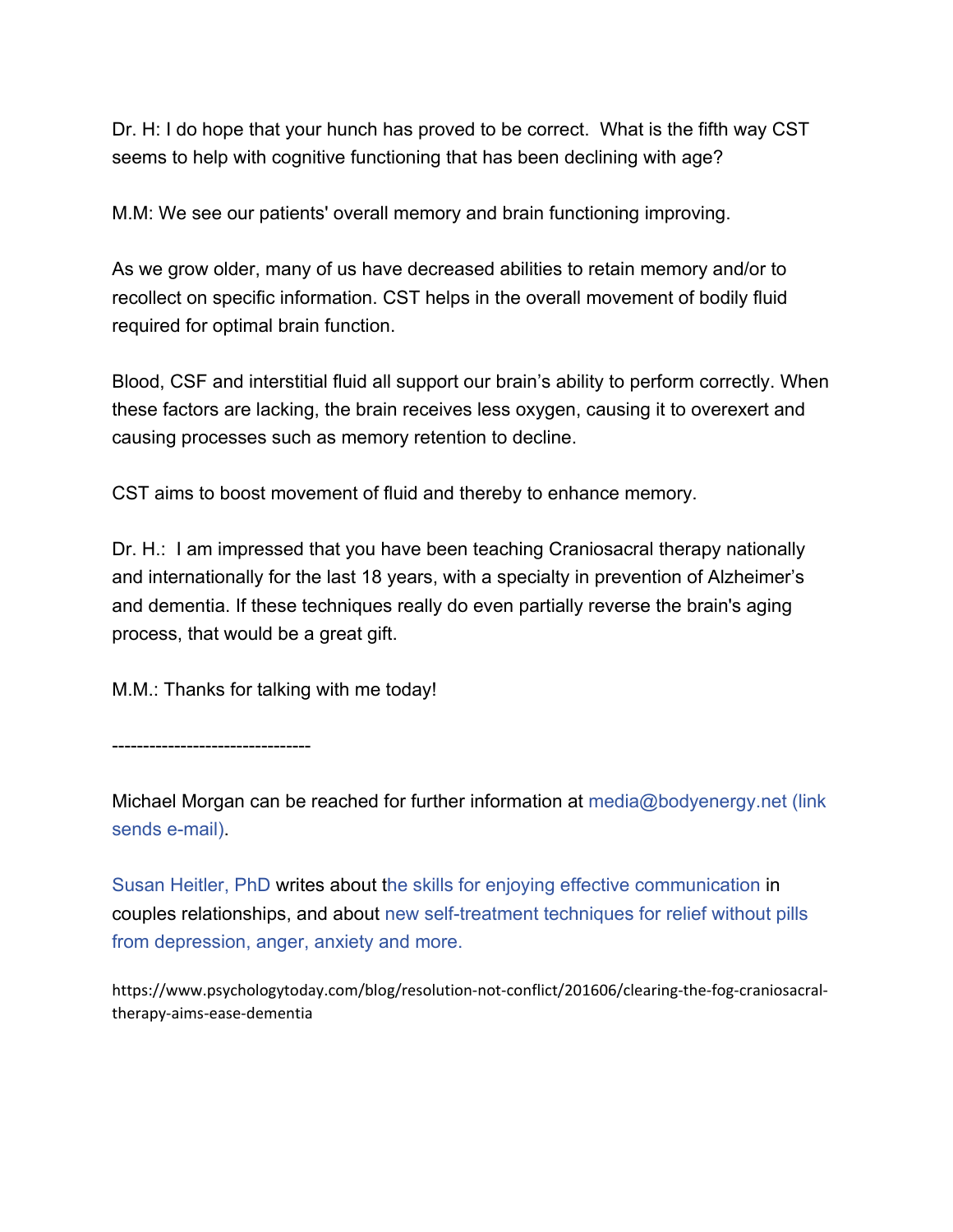Dr. H: I do hope that your hunch has proved to be correct. What is the fifth way CST seems to help with cognitive functioning that has been declining with age?

M.M: We see our patients' overall memory and brain functioning improving.

As we grow older, many of us have decreased abilities to retain memory and/or to recollect on specific information. CST helps in the overall movement of bodily fluid required for optimal brain function.

Blood, CSF and interstitial fluid all support our brain's ability to perform correctly. When these factors are lacking, the brain receives less oxygen, causing it to overexert and causing processes such as memory retention to decline.

CST aims to boost movement of fluid and thereby to enhance memory.

Dr. H.: I am impressed that you have been teaching Craniosacral therapy nationally and internationally for the last 18 years, with a specialty in prevention of Alzheimer's and dementia. If these techniques really do even partially reverse the brain's aging process, that would be a great gift.

M.M.: Thanks for talking with me today!

--------------------------------

Michael Morgan can be reached for further information at media@bodyenergy.net (link sends e-mail).

Susan Heitler, PhD writes about the skills for enjoying effective communication in couples relationships, and about new self-treatment techniques for relief without pills from depression, anger, anxiety and more.

https://www.psychologytoday.com/blog/resolution-not-conflict/201606/clearing-the-fog-craniosacral-therapy-aims-ease-dementia